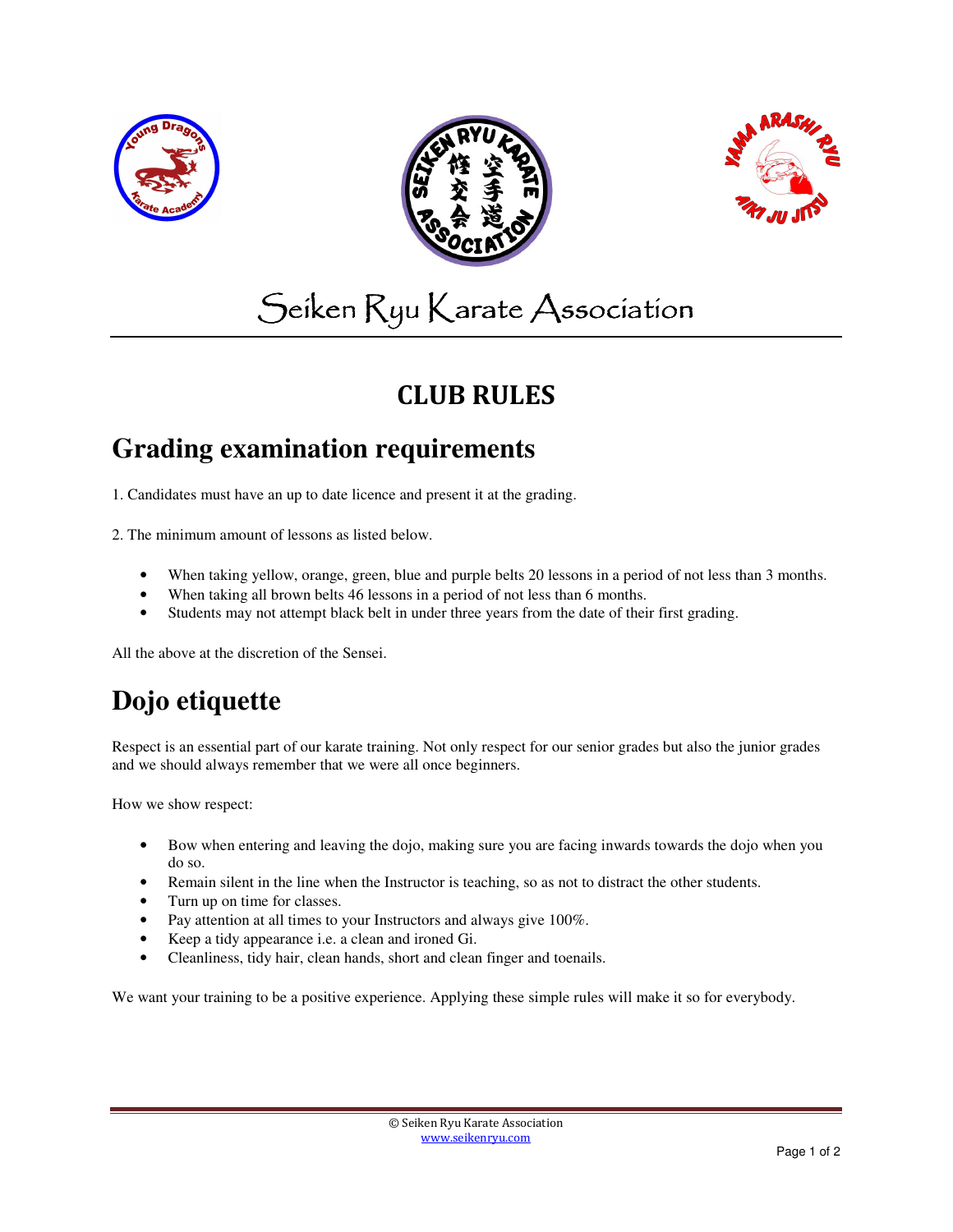# Seiken Ryu Karate Association

## CLUB RULES

## Grading examination requirements

1. Candidates must have an up to date licence and present it at the grading.

2. The minimum amount of lessons as listed below.

- When taking yellow, orange, green, blue and purple belts 20 lessons in a period of not less than 3 months.
- When taking all brown belts 46 lessons in a period of not less than 6 months.
- Students may not attempt black belt in under three years from the date of their first grading.

All the above at the discretion of the Sensei.

## Dojo etiquette

Respect is an essential part of our karate training. Not only respect for our senior grades but also the junior grades and we should always remember that we were all once beginners.

How we show respect:

- Bow when entering and leaving the dojo, making sure you are facing inwards towards the dojo when you do so.
- Remain silent in the line when the Instructor is teaching, so as not to distract the other students.
- Turn up on time for classes.
- Pay attention at all times to your Instructors and always give 100%.
- Keep a tidy appearance i.e. a clean and ironed Gi.
- Cleanliness, tidy hair, clean hands, short and clean finger and toenails.

We want your training to be a positive experience. Applying these simple rules will make it so for everybody.

© Seiken Ryu Karate Association
www.seikenryu.com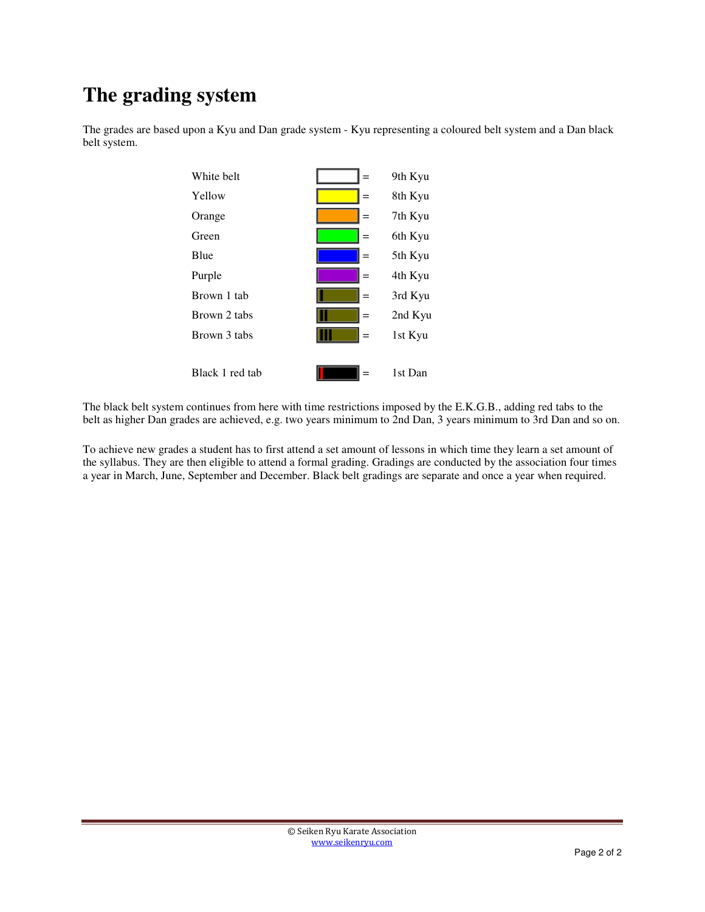# The grading system

The grades are based upon a Kyu and Dan grade system - Kyu representing a coloured belt system and a Dan black belt system.

| | | |
|---|---|---|
| White belt | = | 9th Kyu |
| Yellow | = | 8th Kyu |
| Orange | = | 7th Kyu |
| Green | = | 6th Kyu |
| Blue | = | 5th Kyu |
| Purple | = | 4th Kyu |
| Brown 1 tab | = | 3rd Kyu |
| Brown 2 tabs | = | 2nd Kyu |
| Brown 3 tabs | = | 1st Kyu |
| Black 1 red tab | = | 1st Dan |

The black belt system continues from here with time restrictions imposed by the E.K.G.B., adding red tabs to the belt as higher Dan grades are achieved, e.g. two years minimum to 2nd Dan, 3 years minimum to 3rd Dan and so on.

To achieve new grades a student has to first attend a set amount of lessons in which time they learn a set amount of the syllabus. They are then eligible to attend a formal grading. Gradings are conducted by the association four times a year in March, June, September and December. Black belt gradings are separate and once a year when required.

© Seiken Ryu Karate Association
www.seikenryu.com